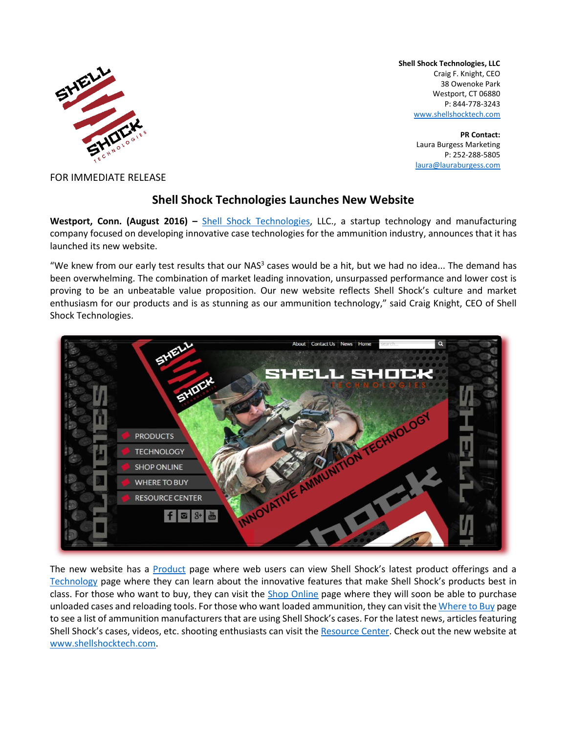**Shell Shock Technologies, LLC**
Craig F. Knight, CEO
38 Owenoke Park
Westport, CT 06880
P: 844-778-3243
www.shellshocktech.com

**PR Contact:**
Laura Burgess Marketing
P: 252-288-5805
laura@lauraburgess.com

FOR IMMEDIATE RELEASE

# Shell Shock Technologies Launches New Website

**Westport, Conn. (August 2016) –** Shell Shock Technologies, LLC., a startup technology and manufacturing company focused on developing innovative case technologies for the ammunition industry, announces that it has launched its new website.

"We knew from our early test results that our NAS³ cases would be a hit, but we had no idea... The demand has been overwhelming. The combination of market leading innovation, unsurpassed performance and lower cost is proving to be an unbeatable value proposition. Our new website reflects Shell Shock's culture and market enthusiasm for our products and is as stunning as our ammunition technology," said Craig Knight, CEO of Shell Shock Technologies.

The new website has a Product page where web users can view Shell Shock's latest product offerings and a Technology page where they can learn about the innovative features that make Shell Shock's products best in class. For those who want to buy, they can visit the Shop Online page where they will soon be able to purchase unloaded cases and reloading tools. For those who want loaded ammunition, they can visit the Where to Buy page to see a list of ammunition manufacturers that are using Shell Shock's cases. For the latest news, articles featuring Shell Shock's cases, videos, etc. shooting enthusiasts can visit the Resource Center. Check out the new website at www.shellshocktech.com.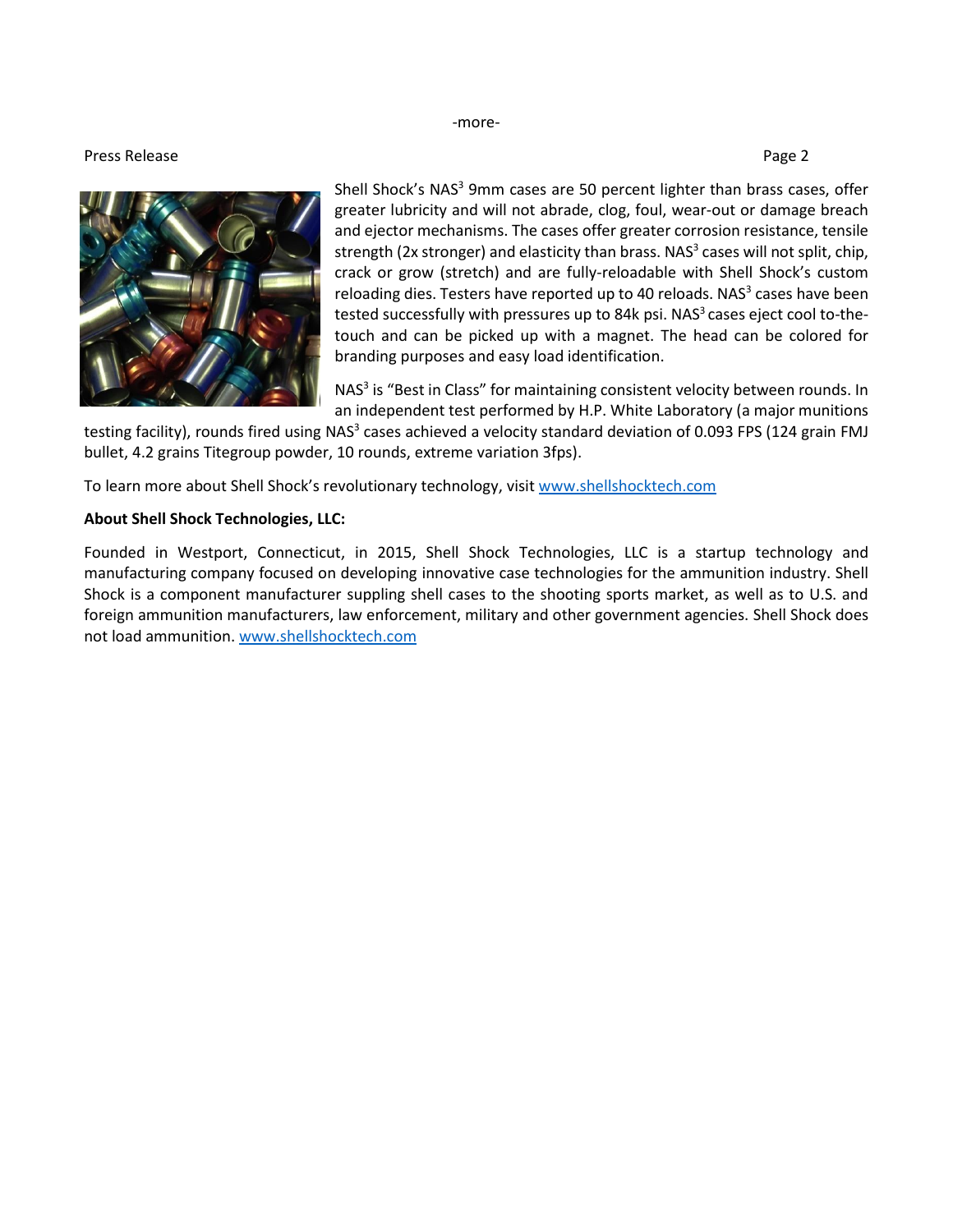Shell Shock's NAS[3] 9mm cases are 50 percent lighter than brass cases, offer greater lubricity and will not abrade, clog, foul, wear-out or damage breach and ejector mechanisms. The cases offer greater corrosion resistance, tensile strength (2x stronger) and elasticity than brass. NAS[3] cases will not split, chip, crack or grow (stretch) and are fully-reloadable with Shell Shock's custom reloading dies. Testers have reported up to 40 reloads. NAS[3] cases have been tested successfully with pressures up to 84k psi. NAS[3] cases eject cool to-the-touch and can be picked up with a magnet. The head can be colored for branding purposes and easy load identification.

NAS[3] is "Best in Class" for maintaining consistent velocity between rounds. In an independent test performed by H.P. White Laboratory (a major munitions testing facility), rounds fired using NAS[3] cases achieved a velocity standard deviation of 0.093 FPS (124 grain FMJ bullet, 4.2 grains Titegroup powder, 10 rounds, extreme variation 3fps).

To learn more about Shell Shock's revolutionary technology, visit www.shellshocktech.com

**About Shell Shock Technologies, LLC:**

Founded in Westport, Connecticut, in 2015, Shell Shock Technologies, LLC is a startup technology and manufacturing company focused on developing innovative case technologies for the ammunition industry. Shell Shock is a component manufacturer suppling shell cases to the shooting sports market, as well as to U.S. and foreign ammunition manufacturers, law enforcement, military and other government agencies. Shell Shock does not load ammunition. www.shellshocktech.com